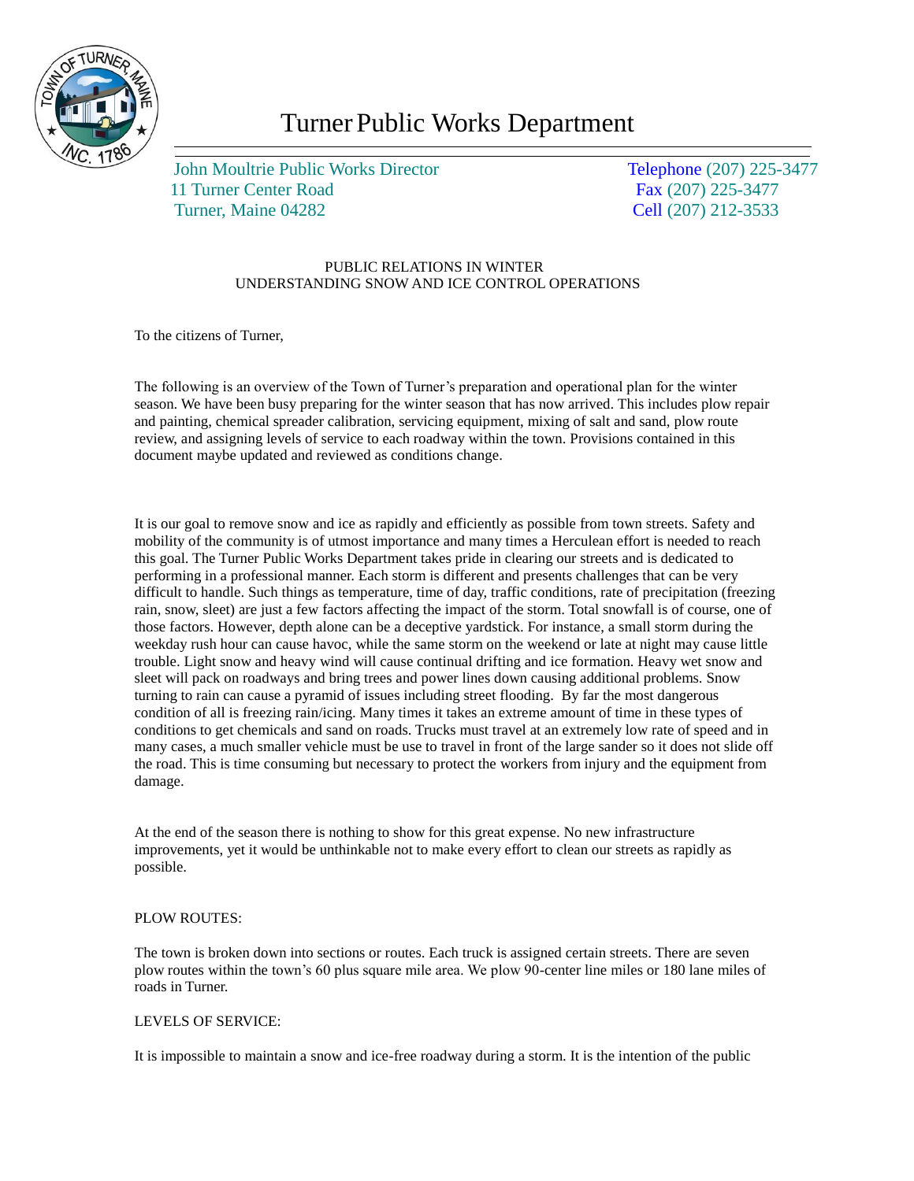# Turner Public Works Department

John Moultrie Public Works Director
11 Turner Center Road
Turner, Maine 04282

Telephone (207) 225-3477
Fax (207) 225-3477
Cell (207) 212-3533

PUBLIC RELATIONS IN WINTER
UNDERSTANDING SNOW AND ICE CONTROL OPERATIONS

To the citizens of Turner,

The following is an overview of the Town of Turner's preparation and operational plan for the winter season. We have been busy preparing for the winter season that has now arrived. This includes plow repair and painting, chemical spreader calibration, servicing equipment, mixing of salt and sand, plow route review, and assigning levels of service to each roadway within the town. Provisions contained in this document maybe updated and reviewed as conditions change.

It is our goal to remove snow and ice as rapidly and efficiently as possible from town streets. Safety and mobility of the community is of utmost importance and many times a Herculean effort is needed to reach this goal. The Turner Public Works Department takes pride in clearing our streets and is dedicated to performing in a professional manner. Each storm is different and presents challenges that can be very difficult to handle. Such things as temperature, time of day, traffic conditions, rate of precipitation (freezing rain, snow, sleet) are just a few factors affecting the impact of the storm. Total snowfall is of course, one of those factors. However, depth alone can be a deceptive yardstick. For instance, a small storm during the weekday rush hour can cause havoc, while the same storm on the weekend or late at night may cause little trouble. Light snow and heavy wind will cause continual drifting and ice formation. Heavy wet snow and sleet will pack on roadways and bring trees and power lines down causing additional problems. Snow turning to rain can cause a pyramid of issues including street flooding. By far the most dangerous condition of all is freezing rain/icing. Many times it takes an extreme amount of time in these types of conditions to get chemicals and sand on roads. Trucks must travel at an extremely low rate of speed and in many cases, a much smaller vehicle must be use to travel in front of the large sander so it does not slide off the road. This is time consuming but necessary to protect the workers from injury and the equipment from damage.

At the end of the season there is nothing to show for this great expense. No new infrastructure improvements, yet it would be unthinkable not to make every effort to clean our streets as rapidly as possible.

PLOW ROUTES:

The town is broken down into sections or routes. Each truck is assigned certain streets. There are seven plow routes within the town's 60 plus square mile area. We plow 90-center line miles or 180 lane miles of roads in Turner.

LEVELS OF SERVICE:

It is impossible to maintain a snow and ice-free roadway during a storm. It is the intention of the public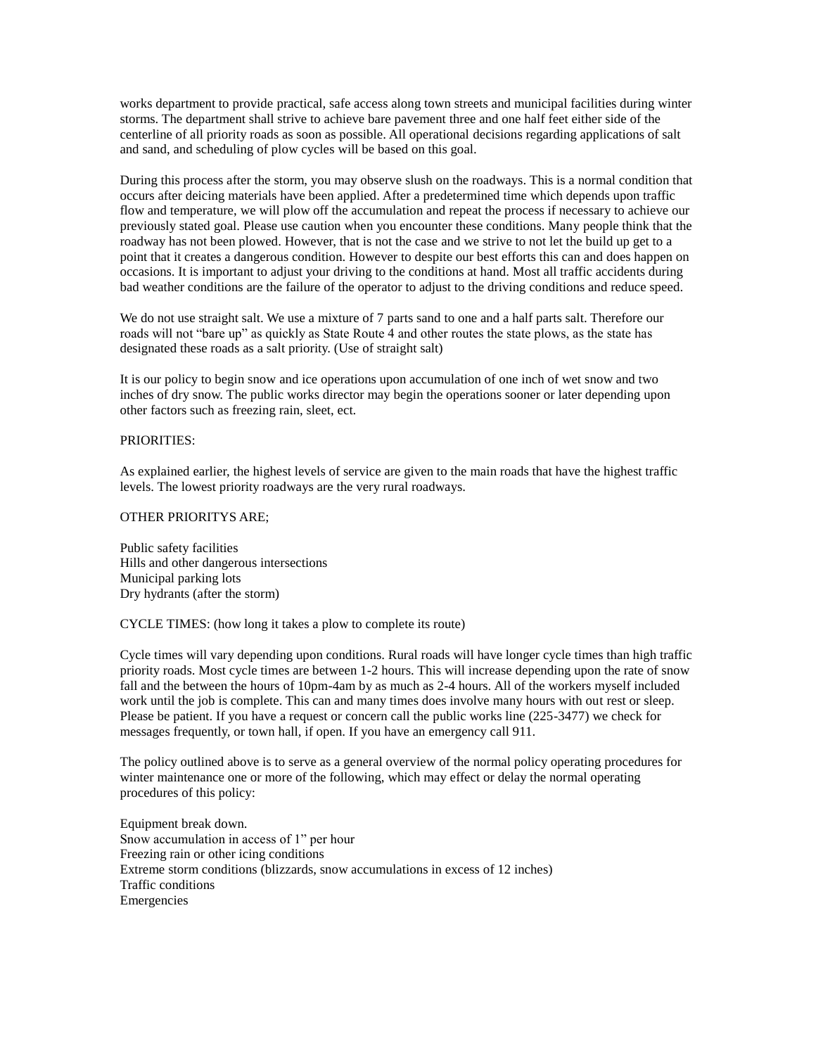works department to provide practical, safe access along town streets and municipal facilities during winter storms. The department shall strive to achieve bare pavement three and one half feet either side of the centerline of all priority roads as soon as possible. All operational decisions regarding applications of salt and sand, and scheduling of plow cycles will be based on this goal.

During this process after the storm, you may observe slush on the roadways. This is a normal condition that occurs after deicing materials have been applied. After a predetermined time which depends upon traffic flow and temperature, we will plow off the accumulation and repeat the process if necessary to achieve our previously stated goal. Please use caution when you encounter these conditions. Many people think that the roadway has not been plowed. However, that is not the case and we strive to not let the build up get to a point that it creates a dangerous condition. However to despite our best efforts this can and does happen on occasions. It is important to adjust your driving to the conditions at hand. Most all traffic accidents during bad weather conditions are the failure of the operator to adjust to the driving conditions and reduce speed.

We do not use straight salt. We use a mixture of 7 parts sand to one and a half parts salt. Therefore our roads will not "bare up" as quickly as State Route 4 and other routes the state plows, as the state has designated these roads as a salt priority. (Use of straight salt)

It is our policy to begin snow and ice operations upon accumulation of one inch of wet snow and two inches of dry snow. The public works director may begin the operations sooner or later depending upon other factors such as freezing rain, sleet, ect.

PRIORITIES:

As explained earlier, the highest levels of service are given to the main roads that have the highest traffic levels. The lowest priority roadways are the very rural roadways.

OTHER PRIORITYS ARE;

Public safety facilities
Hills and other dangerous intersections
Municipal parking lots
Dry hydrants (after the storm)

CYCLE TIMES: (how long it takes a plow to complete its route)

Cycle times will vary depending upon conditions. Rural roads will have longer cycle times than high traffic priority roads. Most cycle times are between 1-2 hours. This will increase depending upon the rate of snow fall and the between the hours of 10pm-4am by as much as 2-4 hours. All of the workers myself included work until the job is complete. This can and many times does involve many hours with out rest or sleep. Please be patient. If you have a request or concern call the public works line (225-3477) we check for messages frequently, or town hall, if open. If you have an emergency call 911.

The policy outlined above is to serve as a general overview of the normal policy operating procedures for winter maintenance one or more of the following, which may effect or delay the normal operating procedures of this policy:

Equipment break down.
Snow accumulation in access of 1" per hour
Freezing rain or other icing conditions
Extreme storm conditions (blizzards, snow accumulations in excess of 12 inches)
Traffic conditions
Emergencies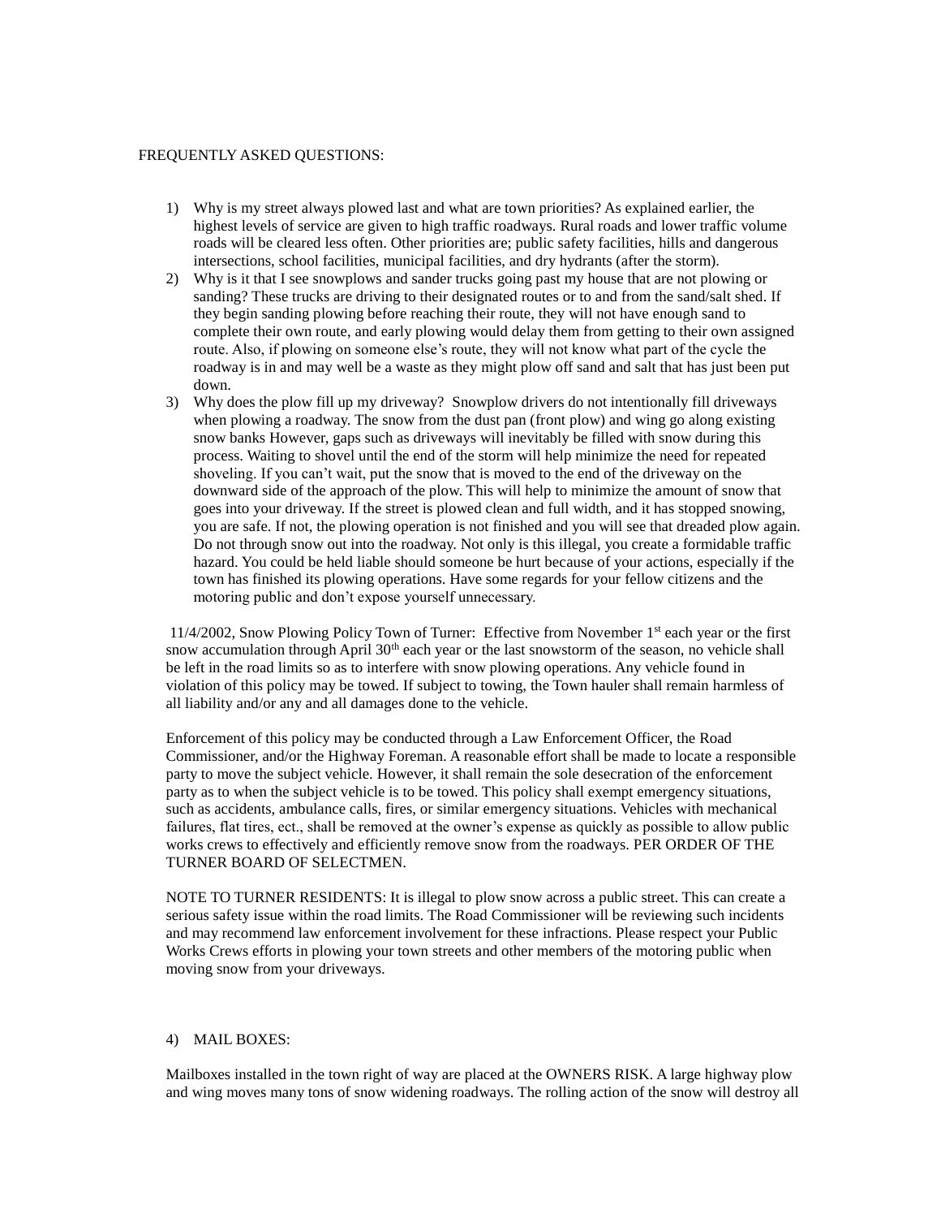FREQUENTLY ASKED QUESTIONS:

1) Why is my street always plowed last and what are town priorities? As explained earlier, the highest levels of service are given to high traffic roadways. Rural roads and lower traffic volume roads will be cleared less often. Other priorities are; public safety facilities, hills and dangerous intersections, school facilities, municipal facilities, and dry hydrants (after the storm).
2) Why is it that I see snowplows and sander trucks going past my house that are not plowing or sanding? These trucks are driving to their designated routes or to and from the sand/salt shed. If they begin sanding plowing before reaching their route, they will not have enough sand to complete their own route, and early plowing would delay them from getting to their own assigned route. Also, if plowing on someone else's route, they will not know what part of the cycle the roadway is in and may well be a waste as they might plow off sand and salt that has just been put down.
3) Why does the plow fill up my driveway? Snowplow drivers do not intentionally fill driveways when plowing a roadway. The snow from the dust pan (front plow) and wing go along existing snow banks However, gaps such as driveways will inevitably be filled with snow during this process. Waiting to shovel until the end of the storm will help minimize the need for repeated shoveling. If you can't wait, put the snow that is moved to the end of the driveway on the downward side of the approach of the plow. This will help to minimize the amount of snow that goes into your driveway. If the street is plowed clean and full width, and it has stopped snowing, you are safe. If not, the plowing operation is not finished and you will see that dreaded plow again. Do not through snow out into the roadway. Not only is this illegal, you create a formidable traffic hazard. You could be held liable should someone be hurt because of your actions, especially if the town has finished its plowing operations. Have some regards for your fellow citizens and the motoring public and don't expose yourself unnecessary.

11/4/2002, Snow Plowing Policy Town of Turner: Effective from November 1st each year or the first snow accumulation through April 30th each year or the last snowstorm of the season, no vehicle shall be left in the road limits so as to interfere with snow plowing operations. Any vehicle found in violation of this policy may be towed. If subject to towing, the Town hauler shall remain harmless of all liability and/or any and all damages done to the vehicle.

Enforcement of this policy may be conducted through a Law Enforcement Officer, the Road Commissioner, and/or the Highway Foreman. A reasonable effort shall be made to locate a responsible party to move the subject vehicle. However, it shall remain the sole desecration of the enforcement party as to when the subject vehicle is to be towed. This policy shall exempt emergency situations, such as accidents, ambulance calls, fires, or similar emergency situations. Vehicles with mechanical failures, flat tires, ect., shall be removed at the owner's expense as quickly as possible to allow public works crews to effectively and efficiently remove snow from the roadways. PER ORDER OF THE TURNER BOARD OF SELECTMEN.

NOTE TO TURNER RESIDENTS: It is illegal to plow snow across a public street. This can create a serious safety issue within the road limits. The Road Commissioner will be reviewing such incidents and may recommend law enforcement involvement for these infractions. Please respect your Public Works Crews efforts in plowing your town streets and other members of the motoring public when moving snow from your driveways.

4) MAIL BOXES:

Mailboxes installed in the town right of way are placed at the OWNERS RISK. A large highway plow and wing moves many tons of snow widening roadways. The rolling action of the snow will destroy all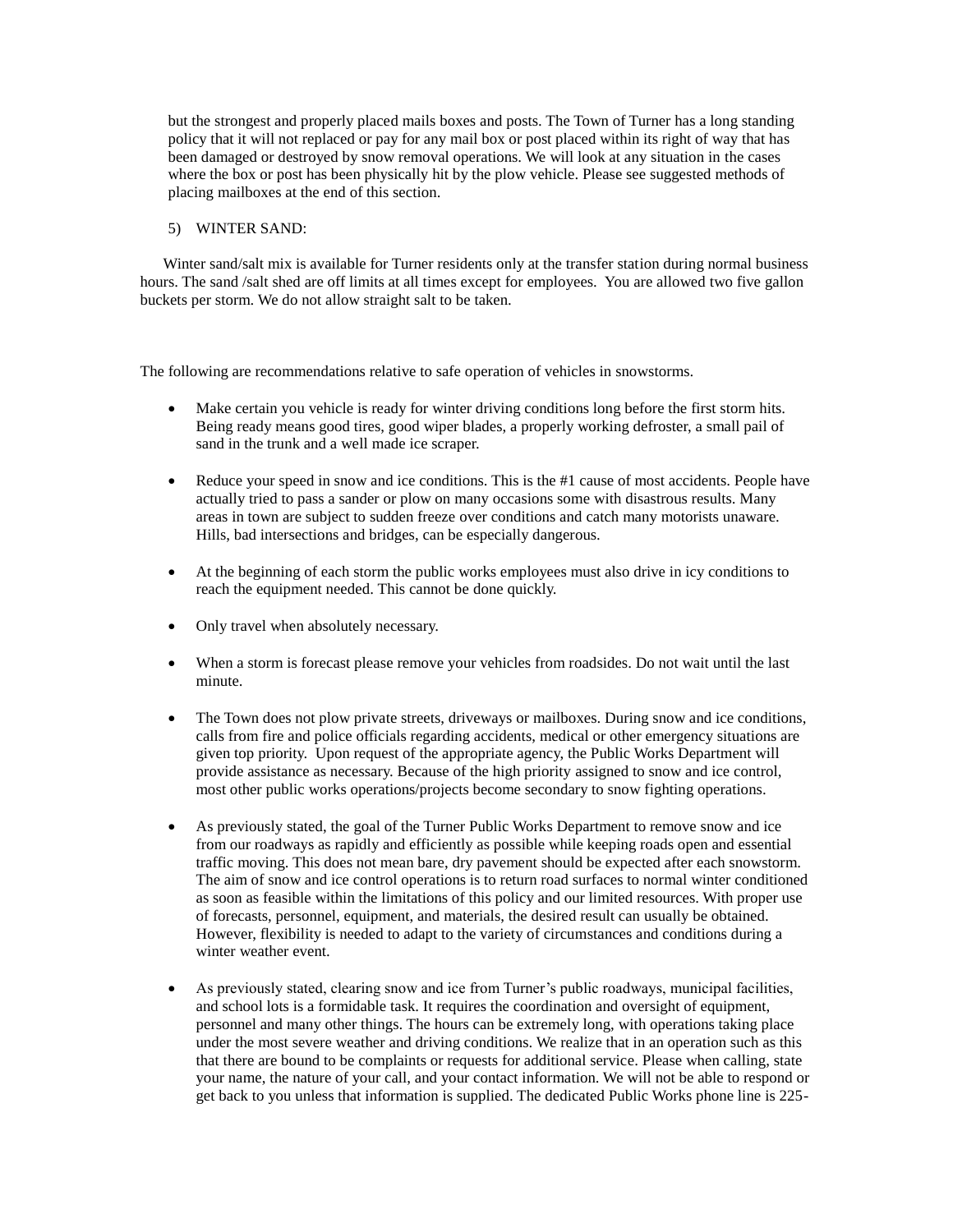but the strongest and properly placed mails boxes and posts. The Town of Turner has a long standing policy that it will not replaced or pay for any mail box or post placed within its right of way that has been damaged or destroyed by snow removal operations. We will look at any situation in the cases where the box or post has been physically hit by the plow vehicle. Please see suggested methods of placing mailboxes at the end of this section.

5) WINTER SAND:

Winter sand/salt mix is available for Turner residents only at the transfer station during normal business hours. The sand /salt shed are off limits at all times except for employees. You are allowed two five gallon buckets per storm. We do not allow straight salt to be taken.

The following are recommendations relative to safe operation of vehicles in snowstorms.

- Make certain you vehicle is ready for winter driving conditions long before the first storm hits. Being ready means good tires, good wiper blades, a properly working defroster, a small pail of sand in the trunk and a well made ice scraper.

- Reduce your speed in snow and ice conditions. This is the #1 cause of most accidents. People have actually tried to pass a sander or plow on many occasions some with disastrous results. Many areas in town are subject to sudden freeze over conditions and catch many motorists unaware. Hills, bad intersections and bridges, can be especially dangerous.

- At the beginning of each storm the public works employees must also drive in icy conditions to reach the equipment needed. This cannot be done quickly.

- Only travel when absolutely necessary.

- When a storm is forecast please remove your vehicles from roadsides. Do not wait until the last minute.

- The Town does not plow private streets, driveways or mailboxes. During snow and ice conditions, calls from fire and police officials regarding accidents, medical or other emergency situations are given top priority. Upon request of the appropriate agency, the Public Works Department will provide assistance as necessary. Because of the high priority assigned to snow and ice control, most other public works operations/projects become secondary to snow fighting operations.

- As previously stated, the goal of the Turner Public Works Department to remove snow and ice from our roadways as rapidly and efficiently as possible while keeping roads open and essential traffic moving. This does not mean bare, dry pavement should be expected after each snowstorm. The aim of snow and ice control operations is to return road surfaces to normal winter conditioned as soon as feasible within the limitations of this policy and our limited resources. With proper use of forecasts, personnel, equipment, and materials, the desired result can usually be obtained. However, flexibility is needed to adapt to the variety of circumstances and conditions during a winter weather event.

- As previously stated, clearing snow and ice from Turner's public roadways, municipal facilities, and school lots is a formidable task. It requires the coordination and oversight of equipment, personnel and many other things. The hours can be extremely long, with operations taking place under the most severe weather and driving conditions. We realize that in an operation such as this that there are bound to be complaints or requests for additional service. Please when calling, state your name, the nature of your call, and your contact information. We will not be able to respond or get back to you unless that information is supplied. The dedicated Public Works phone line is 225-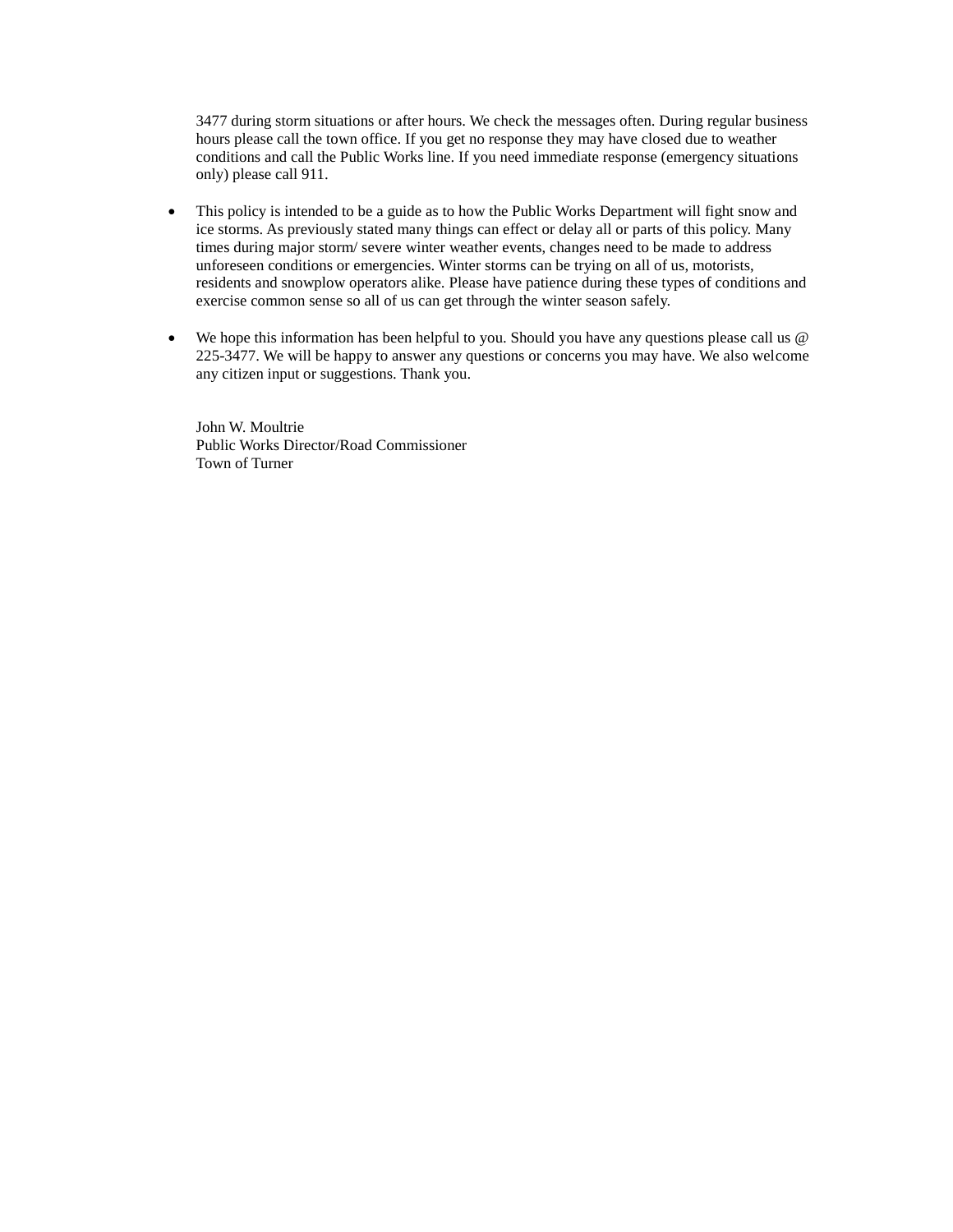3477 during storm situations or after hours. We check the messages often. During regular business hours please call the town office. If you get no response they may have closed due to weather conditions and call the Public Works line. If you need immediate response (emergency situations only) please call 911.

- This policy is intended to be a guide as to how the Public Works Department will fight snow and ice storms. As previously stated many things can effect or delay all or parts of this policy. Many times during major storm/ severe winter weather events, changes need to be made to address unforeseen conditions or emergencies. Winter storms can be trying on all of us, motorists, residents and snowplow operators alike. Please have patience during these types of conditions and exercise common sense so all of us can get through the winter season safely.

- We hope this information has been helpful to you. Should you have any questions please call us @ 225-3477. We will be happy to answer any questions or concerns you may have. We also welcome any citizen input or suggestions. Thank you.

John W. Moultrie
Public Works Director/Road Commissioner
Town of Turner